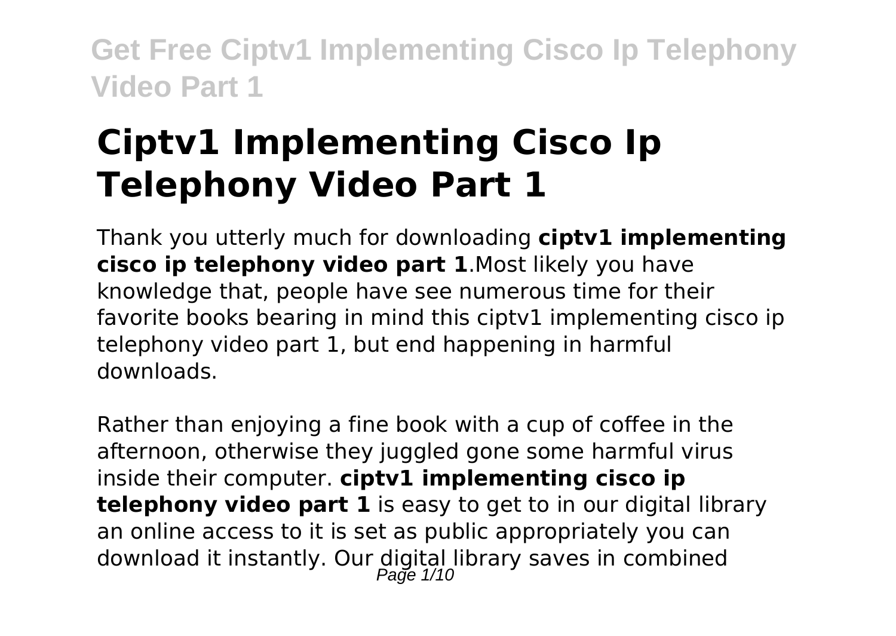# Ciptv1 Implementing Cisco Ip Telephony Video Part 1

Thank you utterly much for downloading **ciptv1 implementing cisco ip telephony video part 1**.Most likely you have knowledge that, people have see numerous time for their favorite books bearing in mind this ciptv1 implementing cisco ip telephony video part 1, but end happening in harmful downloads.

Rather than enjoying a fine book with a cup of coffee in the afternoon, otherwise they juggled gone some harmful virus inside their computer. **ciptv1 implementing cisco ip telephony video part 1** is easy to get to in our digital library an online access to it is set as public appropriately you can download it instantly. Our digital library saves in combined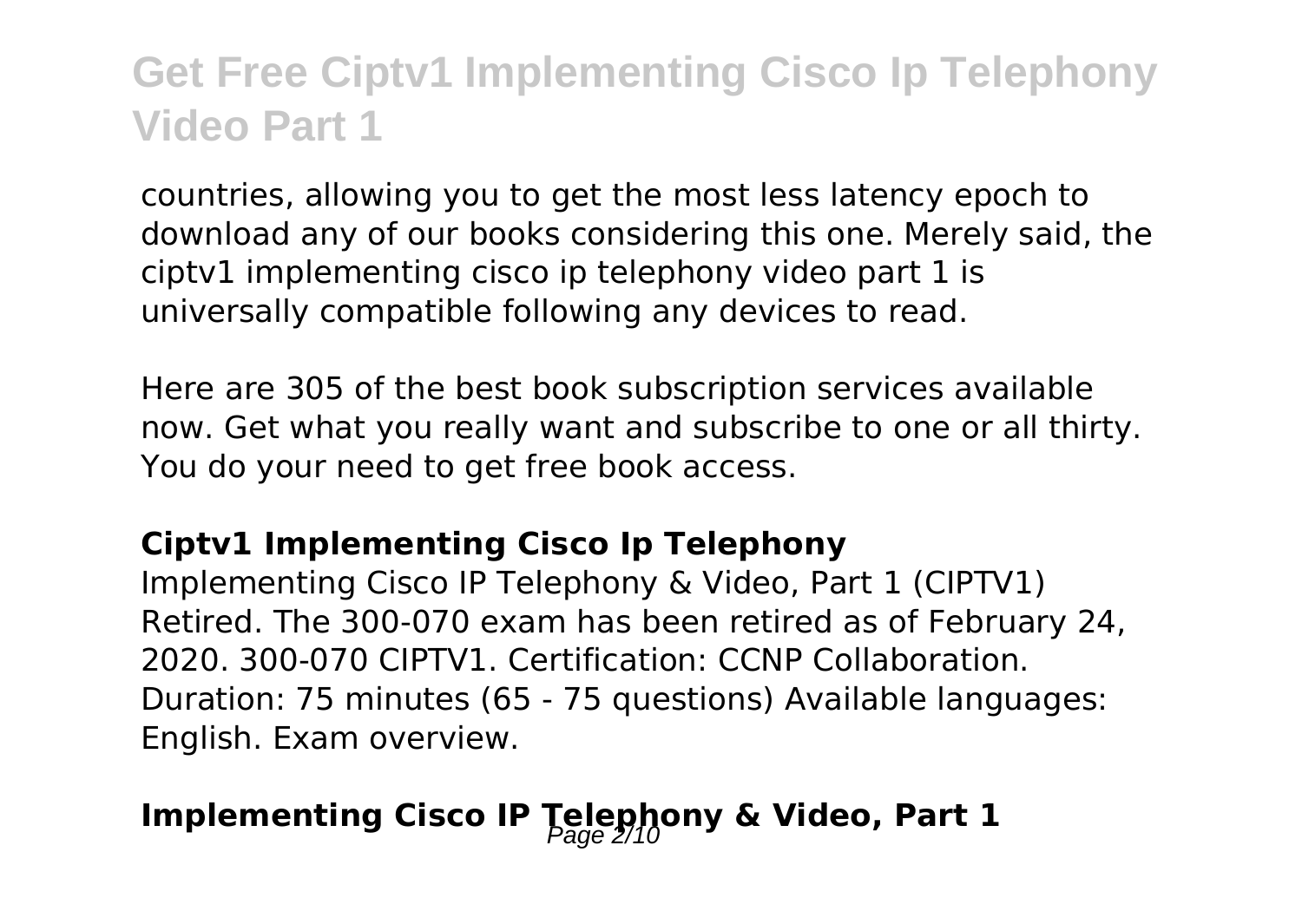countries, allowing you to get the most less latency epoch to download any of our books considering this one. Merely said, the ciptv1 implementing cisco ip telephony video part 1 is universally compatible following any devices to read.

Here are 305 of the best book subscription services available now. Get what you really want and subscribe to one or all thirty. You do your need to get free book access.

### Ciptv1 Implementing Cisco Ip Telephony

Implementing Cisco IP Telephony & Video, Part 1 (CIPTV1) Retired. The 300-070 exam has been retired as of February 24, 2020. 300-070 CIPTV1. Certification: CCNP Collaboration. Duration: 75 minutes (65 - 75 questions) Available languages: English. Exam overview.

## Implementing Cisco IP Telephony & Video, Part 1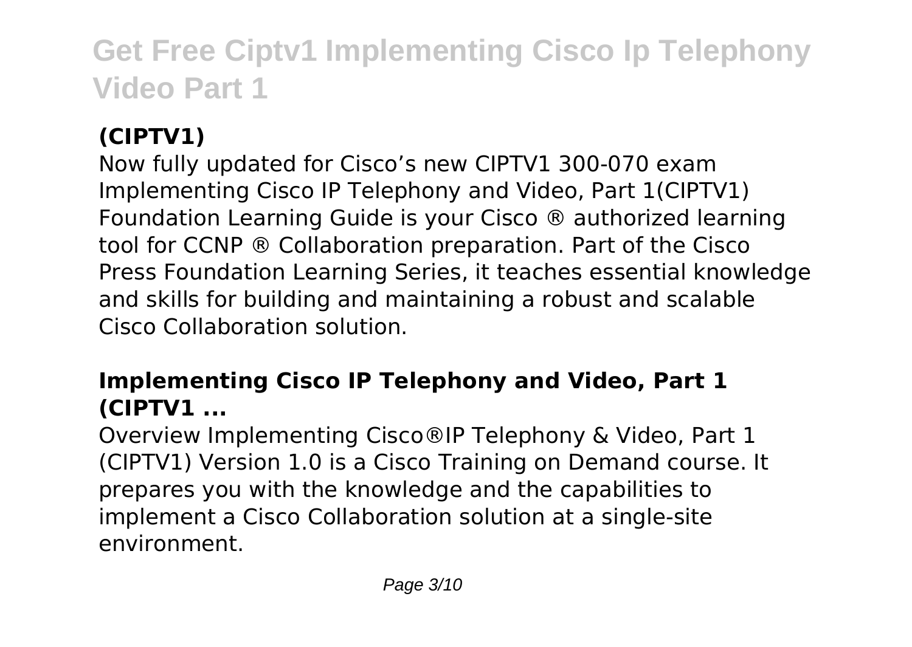### (CIPTV1)

Now fully updated for Cisco's new CIPTV1 300-070 exam Implementing Cisco IP Telephony and Video, Part 1(CIPTV1) Foundation Learning Guide is your Cisco ® authorized learning tool for CCNP ® Collaboration preparation. Part of the Cisco Press Foundation Learning Series, it teaches essential knowledge and skills for building and maintaining a robust and scalable Cisco Collaboration solution.

### Implementing Cisco IP Telephony and Video, Part 1 (CIPTV1 ...

Overview Implementing Cisco®IP Telephony & Video, Part 1 (CIPTV1) Version 1.0 is a Cisco Training on Demand course. It prepares you with the knowledge and the capabilities to implement a Cisco Collaboration solution at a single-site environment.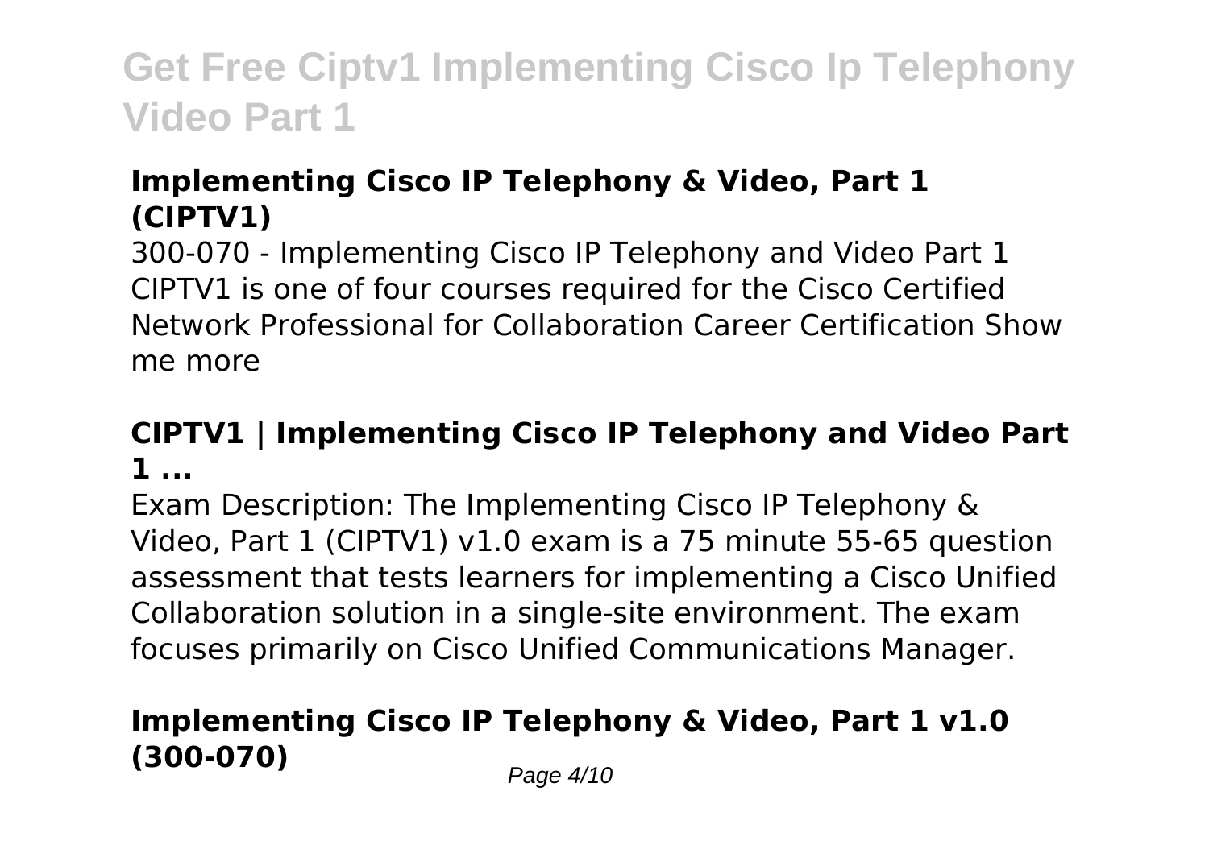### Implementing Cisco IP Telephony & Video, Part 1 (CIPTV1)

300-070 - Implementing Cisco IP Telephony and Video Part 1 CIPTV1 is one of four courses required for the Cisco Certified Network Professional for Collaboration Career Certification Show me more

### CIPTV1 | Implementing Cisco IP Telephony and Video Part 1 ...

Exam Description: The Implementing Cisco IP Telephony & Video, Part 1 (CIPTV1) v1.0 exam is a 75 minute 55-65 question assessment that tests learners for implementing a Cisco Unified Collaboration solution in a single-site environment. The exam focuses primarily on Cisco Unified Communications Manager.

### Implementing Cisco IP Telephony & Video, Part 1 v1.0 (300-070)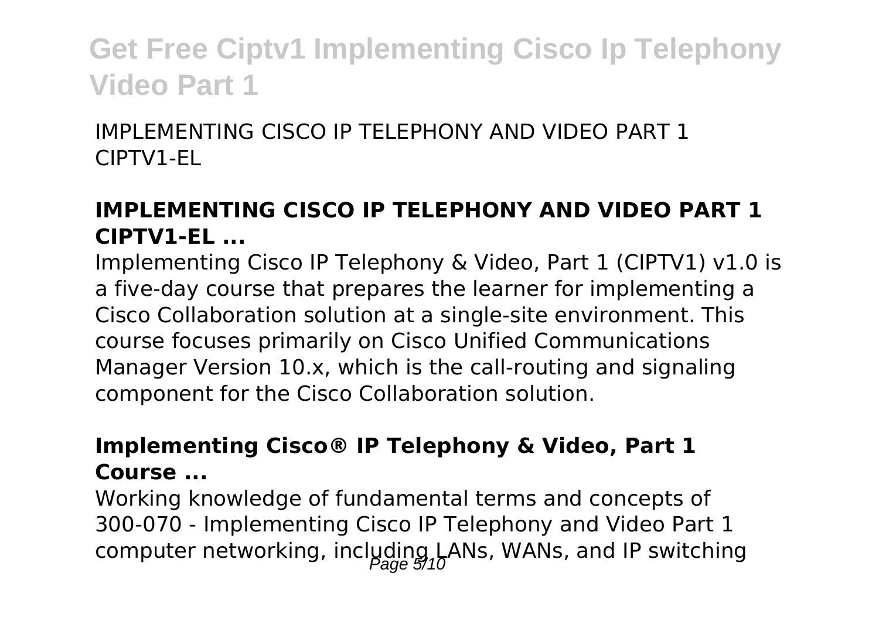IMPLEMENTING CISCO IP TELEPHONY AND VIDEO PART 1 CIPTV1-EL

### IMPLEMENTING CISCO IP TELEPHONY AND VIDEO PART 1 CIPTV1-EL ...

Implementing Cisco IP Telephony & Video, Part 1 (CIPTV1) v1.0 is a five-day course that prepares the learner for implementing a Cisco Collaboration solution at a single-site environment. This course focuses primarily on Cisco Unified Communications Manager Version 10.x, which is the call-routing and signaling component for the Cisco Collaboration solution.

### Implementing Cisco® IP Telephony & Video, Part 1 Course ...

Working knowledge of fundamental terms and concepts of 300-070 - Implementing Cisco IP Telephony and Video Part 1 computer networking, including LANs, WANs, and IP switching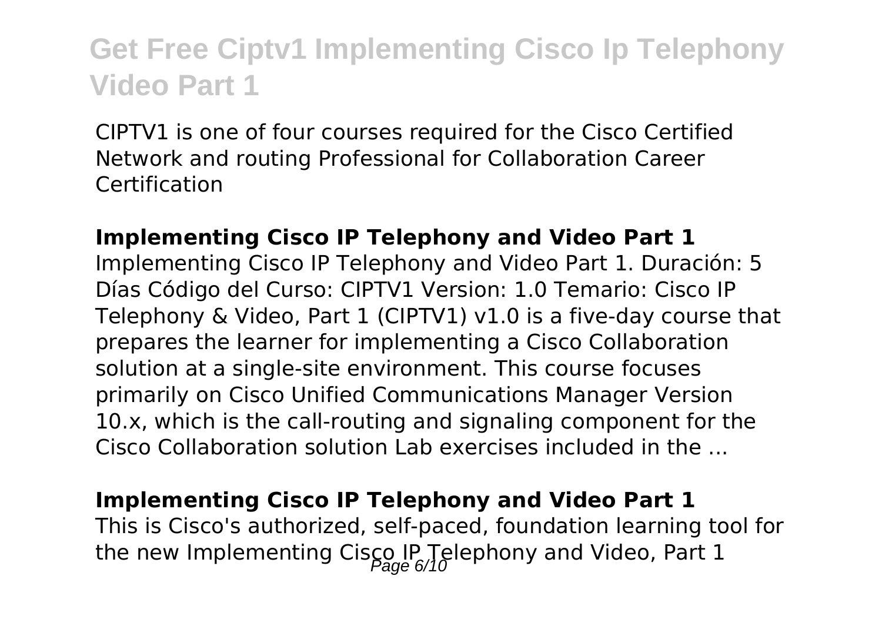CIPTV1 is one of four courses required for the Cisco Certified Network and routing Professional for Collaboration Career Certification

**Implementing Cisco IP Telephony and Video Part 1**

Implementing Cisco IP Telephony and Video Part 1. Duración: 5 Días Código del Curso: CIPTV1 Version: 1.0 Temario: Cisco IP Telephony & Video, Part 1 (CIPTV1) v1.0 is a five-day course that prepares the learner for implementing a Cisco Collaboration solution at a single-site environment. This course focuses primarily on Cisco Unified Communications Manager Version 10.x, which is the call-routing and signaling component for the Cisco Collaboration solution Lab exercises included in the ...

**Implementing Cisco IP Telephony and Video Part 1**

This is Cisco's authorized, self-paced, foundation learning tool for the new Implementing Cisco IP Telephony and Video, Part 1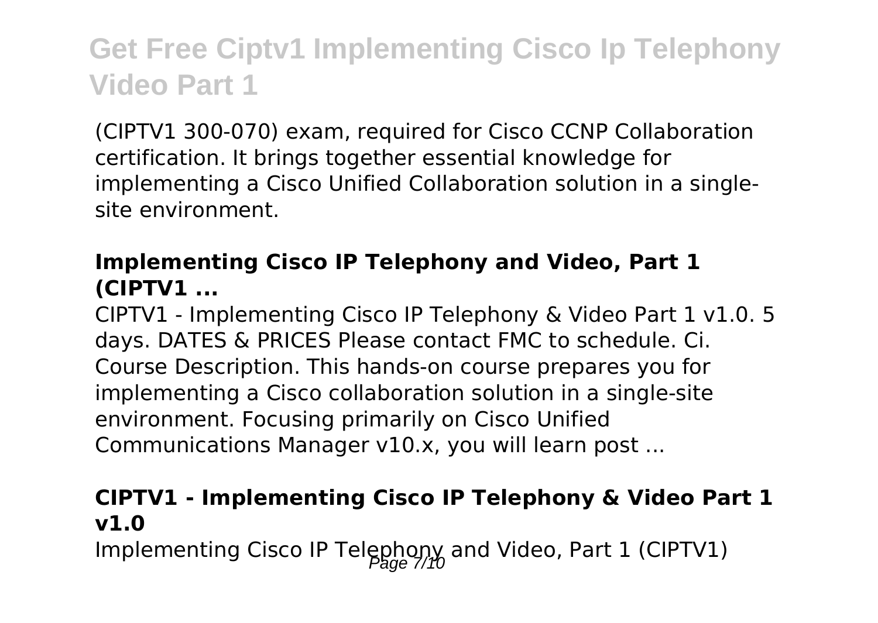(CIPTV1 300-070) exam, required for Cisco CCNP Collaboration certification. It brings together essential knowledge for implementing a Cisco Unified Collaboration solution in a single-site environment.

### Implementing Cisco IP Telephony and Video, Part 1 (CIPTV1 ...

CIPTV1 - Implementing Cisco IP Telephony & Video Part 1 v1.0. 5 days. DATES & PRICES Please contact FMC to schedule. Ci. Course Description. This hands-on course prepares you for implementing a Cisco collaboration solution in a single-site environment. Focusing primarily on Cisco Unified Communications Manager v10.x, you will learn post ...

### CIPTV1 - Implementing Cisco IP Telephony & Video Part 1 v1.0

Implementing Cisco IP Telephony and Video, Part 1 (CIPTV1)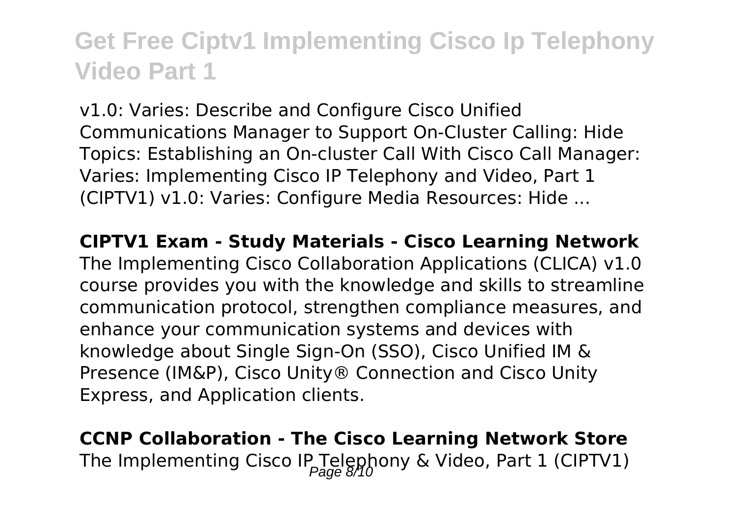v1.0: Varies: Describe and Configure Cisco Unified Communications Manager to Support On-Cluster Calling: Hide Topics: Establishing an On-cluster Call With Cisco Call Manager: Varies: Implementing Cisco IP Telephony and Video, Part 1 (CIPTV1) v1.0: Varies: Configure Media Resources: Hide ...

**CIPTV1 Exam - Study Materials - Cisco Learning Network**
The Implementing Cisco Collaboration Applications (CLICA) v1.0 course provides you with the knowledge and skills to streamline communication protocol, strengthen compliance measures, and enhance your communication systems and devices with knowledge about Single Sign-On (SSO), Cisco Unified IM & Presence (IM&P), Cisco Unity® Connection and Cisco Unity Express, and Application clients.

**CCNP Collaboration - The Cisco Learning Network Store**
The Implementing Cisco IP Telephony & Video, Part 1 (CIPTV1)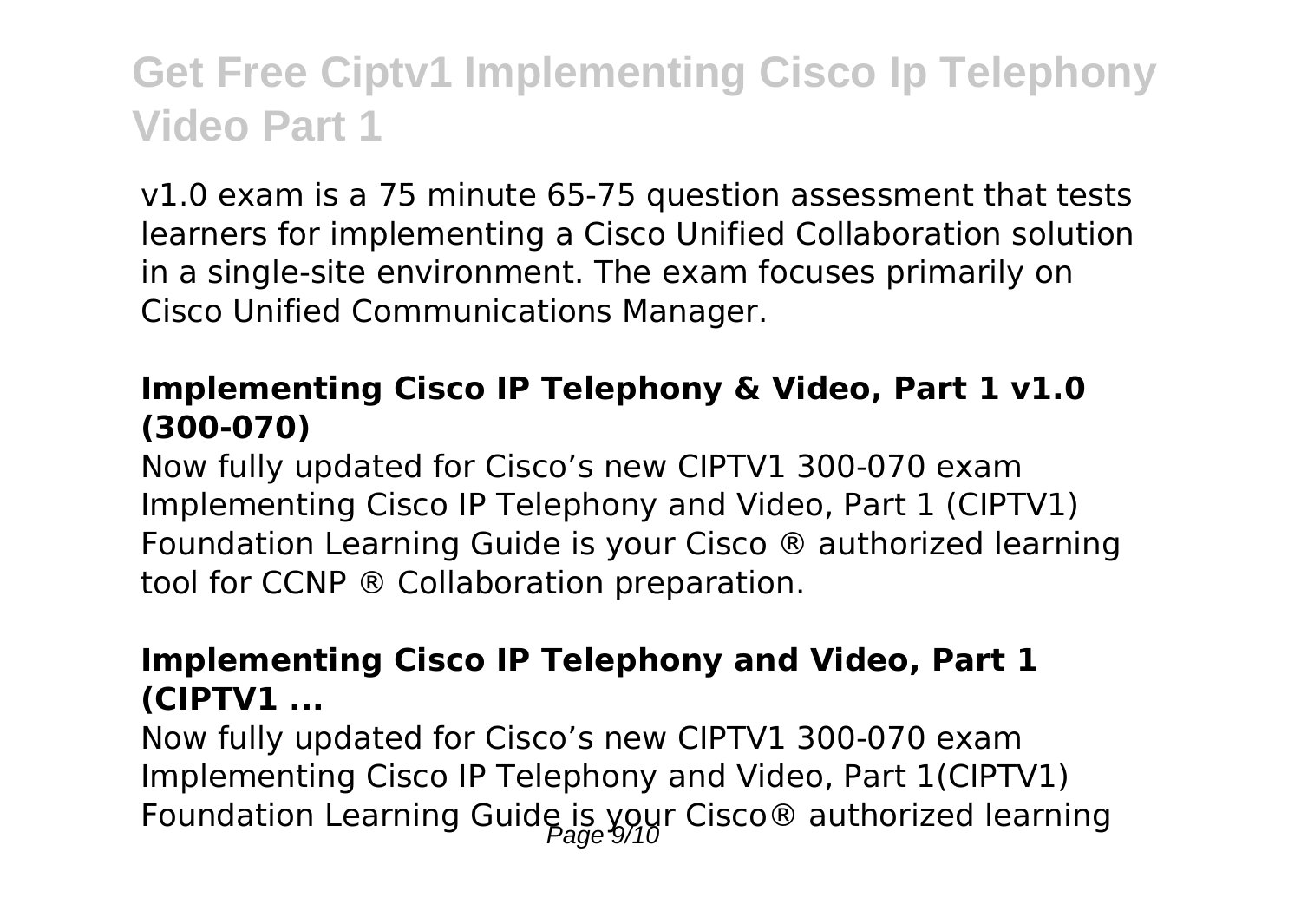v1.0 exam is a 75 minute 65-75 question assessment that tests learners for implementing a Cisco Unified Collaboration solution in a single-site environment. The exam focuses primarily on Cisco Unified Communications Manager.

### Implementing Cisco IP Telephony & Video, Part 1 v1.0 (300-070)

Now fully updated for Cisco's new CIPTV1 300-070 exam Implementing Cisco IP Telephony and Video, Part 1 (CIPTV1) Foundation Learning Guide is your Cisco ® authorized learning tool for CCNP ® Collaboration preparation.

### Implementing Cisco IP Telephony and Video, Part 1 (CIPTV1 ...

Now fully updated for Cisco's new CIPTV1 300-070 exam Implementing Cisco IP Telephony and Video, Part 1(CIPTV1) Foundation Learning Guide is your Cisco® authorized learning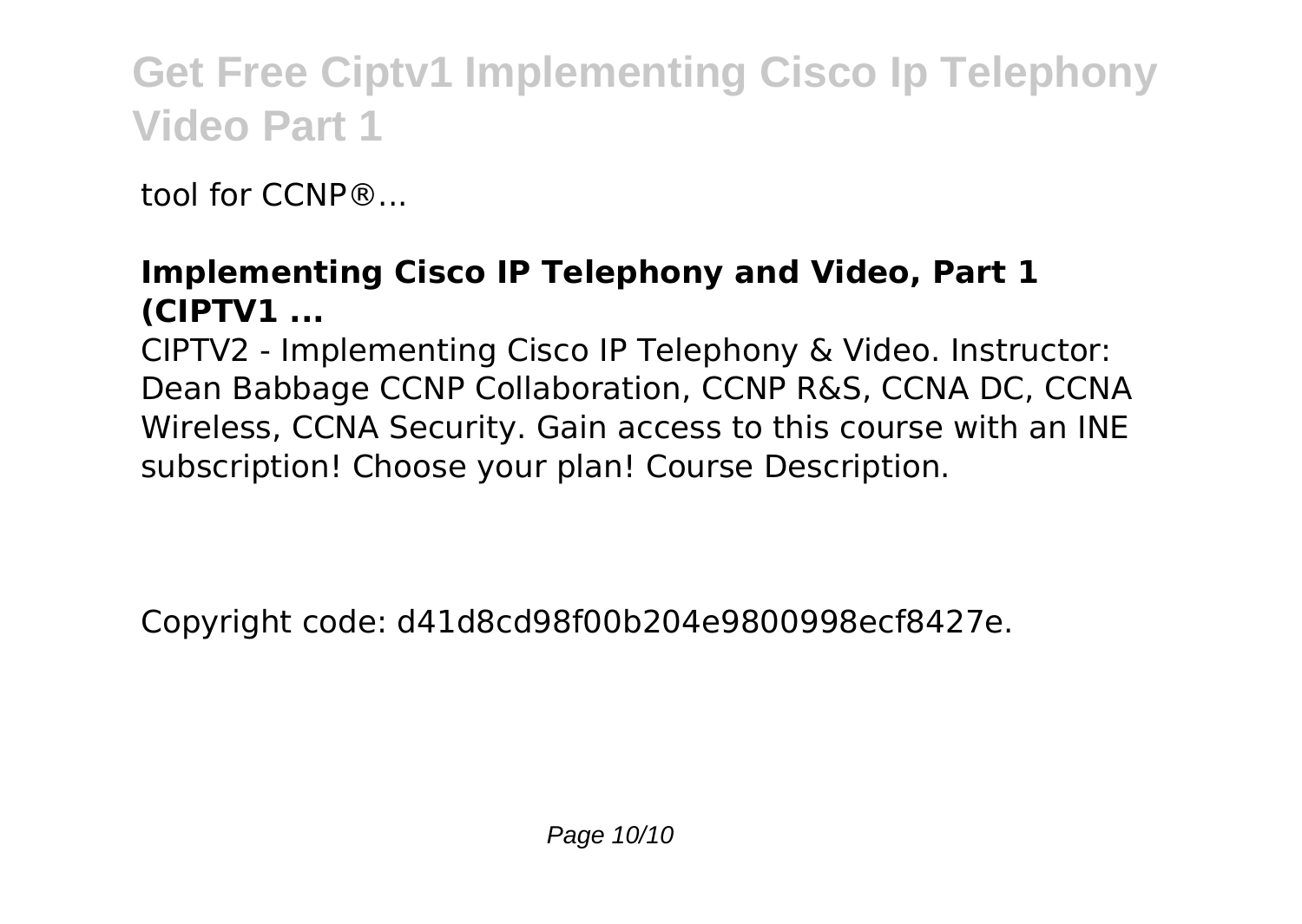tool for CCNP®...

### Implementing Cisco IP Telephony and Video, Part 1 (CIPTV1 ...

CIPTV2 - Implementing Cisco IP Telephony & Video. Instructor: Dean Babbage CCNP Collaboration, CCNP R&S, CCNA DC, CCNA Wireless, CCNA Security. Gain access to this course with an INE subscription! Choose your plan! Course Description.

Copyright code: d41d8cd98f00b204e9800998ecf8427e.